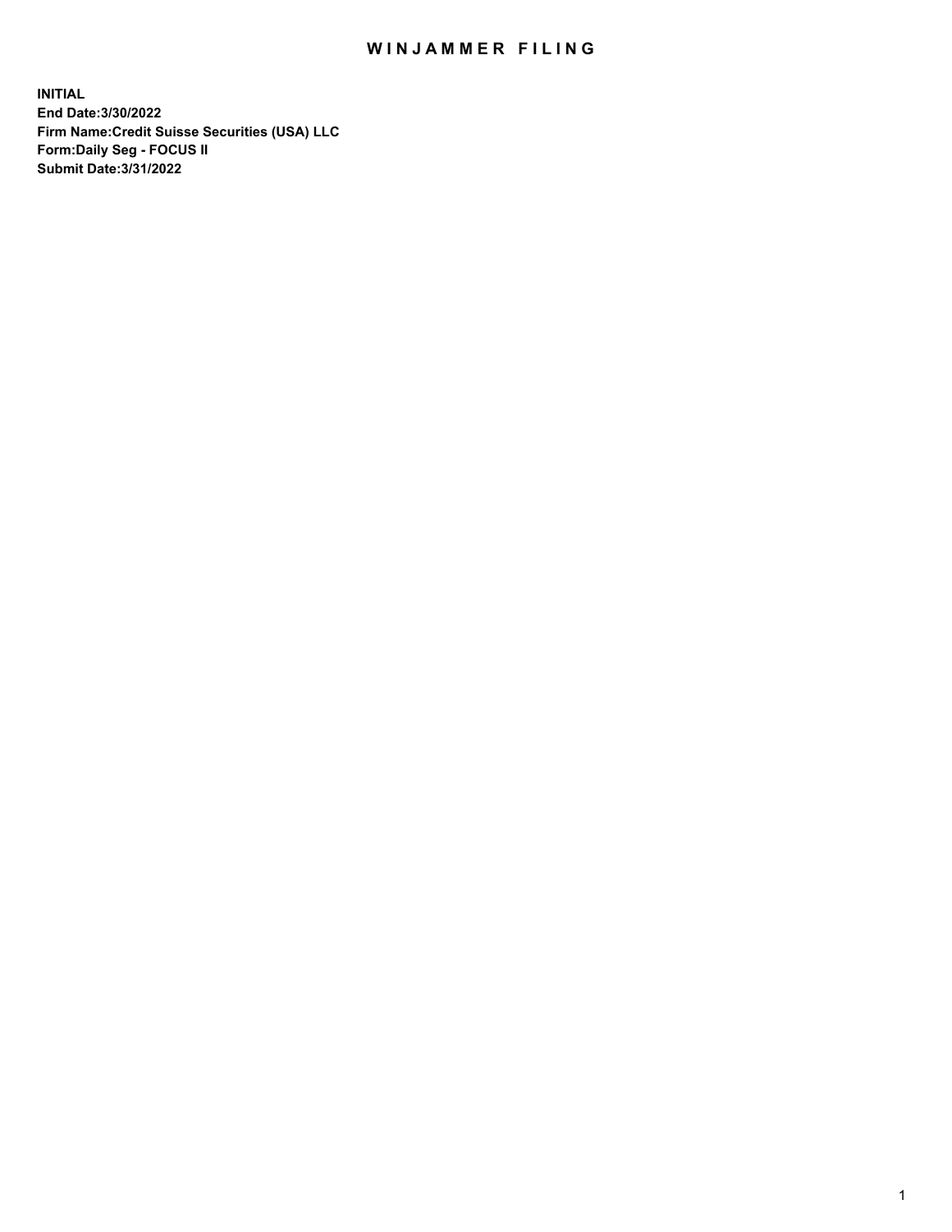# WINJAMMER FILING

**INITIAL**
**End Date:3/30/2022**
**Firm Name:Credit Suisse Securities (USA) LLC**
**Form:Daily Seg - FOCUS II**
**Submit Date:3/31/2022**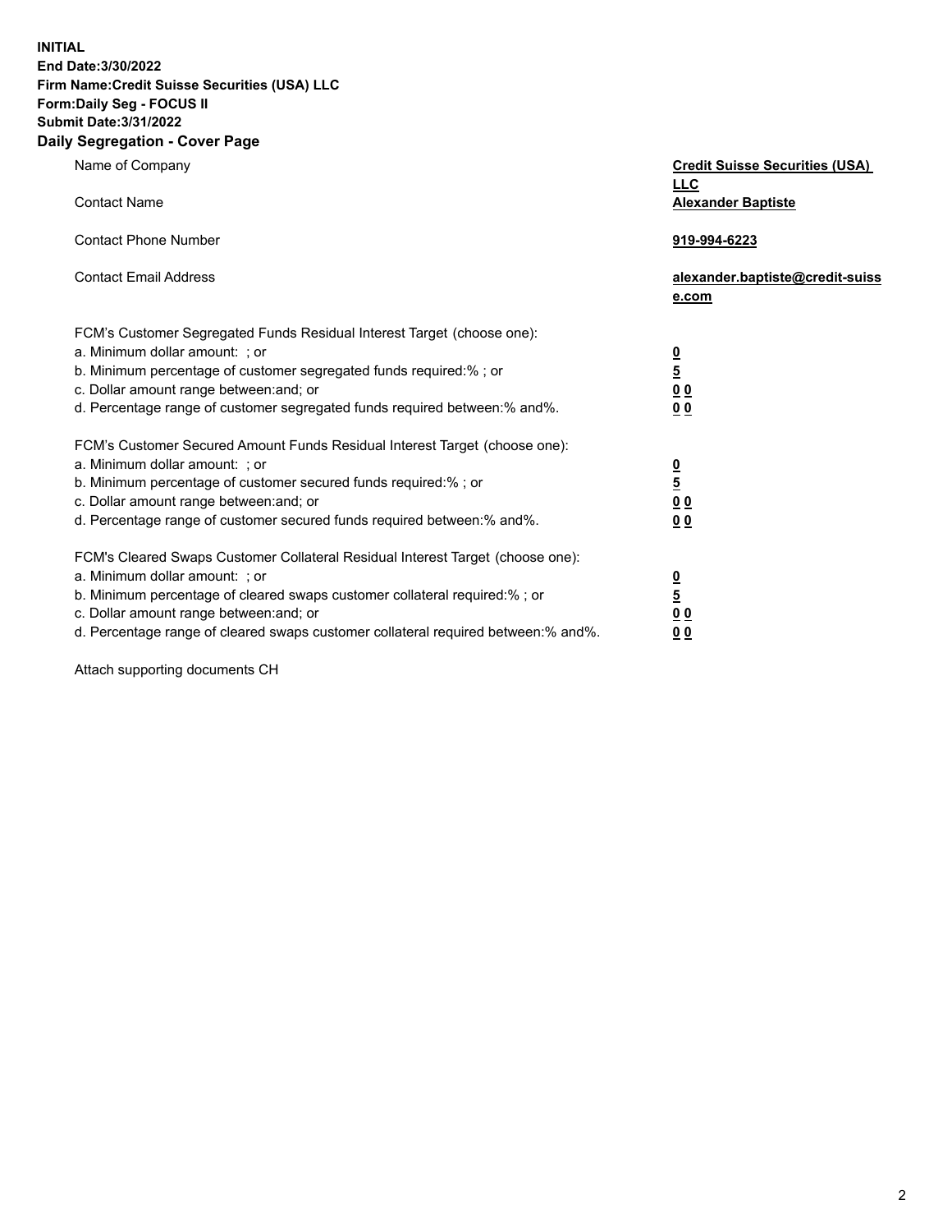**INITIAL**
**End Date:3/30/2022**
**Firm Name:Credit Suisse Securities (USA) LLC**
**Form:Daily Seg - FOCUS II**
**Submit Date:3/31/2022**

## Daily Segregation - Cover Page

| | |
|---|---|
| Name of Company | **Credit Suisse Securities (USA) LLC** |
| Contact Name | **Alexander Baptiste** |
| Contact Phone Number | **919-994-6223** |
| Contact Email Address | **alexander.baptiste@credit-suisse.com** |

FCM's Customer Segregated Funds Residual Interest Target (choose one):

| | |
|---|---|
| a. Minimum dollar amount: ; or | **0** |
| b. Minimum percentage of customer segregated funds required:% ; or | **5** |
| c. Dollar amount range between:and; or | **0 0** |
| d. Percentage range of customer segregated funds required between:% and%. | **0 0** |

FCM's Customer Secured Amount Funds Residual Interest Target (choose one):

| | |
|---|---|
| a. Minimum dollar amount: ; or | **0** |
| b. Minimum percentage of customer secured funds required:% ; or | **5** |
| c. Dollar amount range between:and; or | **0 0** |
| d. Percentage range of customer secured funds required between:% and%. | **0 0** |

FCM's Cleared Swaps Customer Collateral Residual Interest Target (choose one):

| | |
|---|---|
| a. Minimum dollar amount: ; or | **0** |
| b. Minimum percentage of cleared swaps customer collateral required:% ; or | **5** |
| c. Dollar amount range between:and; or | **0 0** |
| d. Percentage range of cleared swaps customer collateral required between:% and%. | **0 0** |

Attach supporting documents CH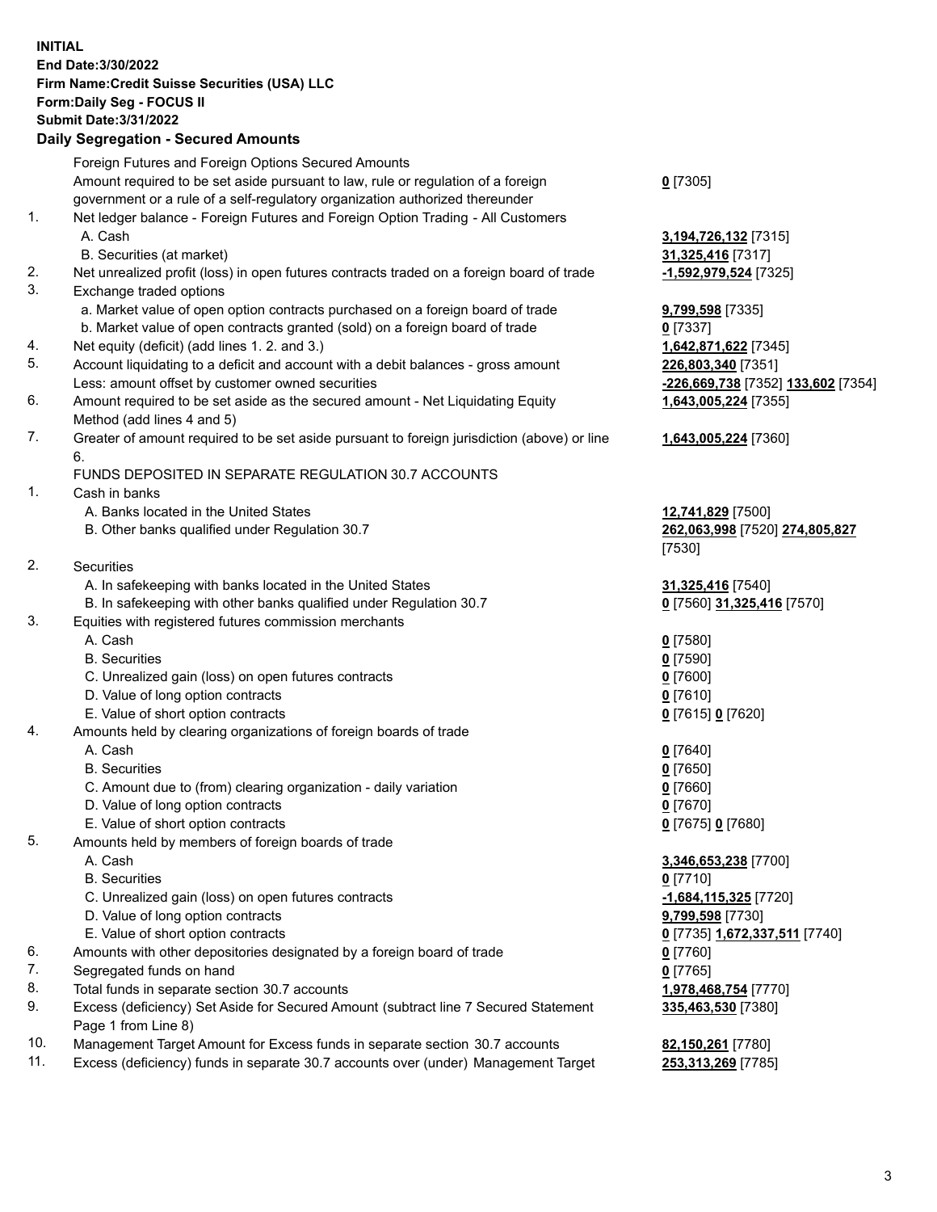**INITIAL**
**End Date:3/30/2022**
**Firm Name:Credit Suisse Securities (USA) LLC**
**Form:Daily Seg - FOCUS II**
**Submit Date:3/31/2022**

## Daily Segregation - Secured Amounts

| | | |
|---|---|---|
| | Foreign Futures and Foreign Options Secured Amounts | |
| | Amount required to be set aside pursuant to law, rule or regulation of a foreign government or a rule of a self-regulatory organization authorized thereunder | **0** [7305] |
| 1. | Net ledger balance - Foreign Futures and Foreign Option Trading - All Customers | |
| | A. Cash | **3,194,726,132** [7315] |
| | B. Securities (at market) | **31,325,416** [7317] |
| 2. | Net unrealized profit (loss) in open futures contracts traded on a foreign board of trade | **-1,592,979,524** [7325] |
| 3. | Exchange traded options | |
| | a. Market value of open option contracts purchased on a foreign board of trade | **9,799,598** [7335] |
| | b. Market value of open contracts granted (sold) on a foreign board of trade | **0** [7337] |
| 4. | Net equity (deficit) (add lines 1. 2. and 3.) | **1,642,871,622** [7345] |
| 5. | Account liquidating to a deficit and account with a debit balances - gross amount | **226,803,340** [7351] |
| | Less: amount offset by customer owned securities | **-226,669,738** [7352] **133,602** [7354] |
| 6. | Amount required to be set aside as the secured amount - Net Liquidating Equity Method (add lines 4 and 5) | **1,643,005,224** [7355] |
| 7. | Greater of amount required to be set aside pursuant to foreign jurisdiction (above) or line 6. | **1,643,005,224** [7360] |
| | FUNDS DEPOSITED IN SEPARATE REGULATION 30.7 ACCOUNTS | |
| 1. | Cash in banks | |
| | A. Banks located in the United States | **12,741,829** [7500] |
| | B. Other banks qualified under Regulation 30.7 | **262,063,998** [7520] **274,805,827** [7530] |
| 2. | Securities | |
| | A. In safekeeping with banks located in the United States | **31,325,416** [7540] |
| | B. In safekeeping with other banks qualified under Regulation 30.7 | **0** [7560] **31,325,416** [7570] |
| 3. | Equities with registered futures commission merchants | |
| | A. Cash | **0** [7580] |
| | B. Securities | **0** [7590] |
| | C. Unrealized gain (loss) on open futures contracts | **0** [7600] |
| | D. Value of long option contracts | **0** [7610] |
| | E. Value of short option contracts | **0** [7615] **0** [7620] |
| 4. | Amounts held by clearing organizations of foreign boards of trade | |
| | A. Cash | **0** [7640] |
| | B. Securities | **0** [7650] |
| | C. Amount due to (from) clearing organization - daily variation | **0** [7660] |
| | D. Value of long option contracts | **0** [7670] |
| | E. Value of short option contracts | **0** [7675] **0** [7680] |
| 5. | Amounts held by members of foreign boards of trade | |
| | A. Cash | **3,346,653,238** [7700] |
| | B. Securities | **0** [7710] |
| | C. Unrealized gain (loss) on open futures contracts | **-1,684,115,325** [7720] |
| | D. Value of long option contracts | **9,799,598** [7730] |
| | E. Value of short option contracts | **0** [7735] **1,672,337,511** [7740] |
| 6. | Amounts with other depositories designated by a foreign board of trade | **0** [7760] |
| 7. | Segregated funds on hand | **0** [7765] |
| 8. | Total funds in separate section 30.7 accounts | **1,978,468,754** [7770] |
| 9. | Excess (deficiency) Set Aside for Secured Amount (subtract line 7 Secured Statement Page 1 from Line 8) | **335,463,530** [7380] |
| 10. | Management Target Amount for Excess funds in separate section 30.7 accounts | **82,150,261** [7780] |
| 11. | Excess (deficiency) funds in separate 30.7 accounts over (under) Management Target | **253,313,269** [7785] |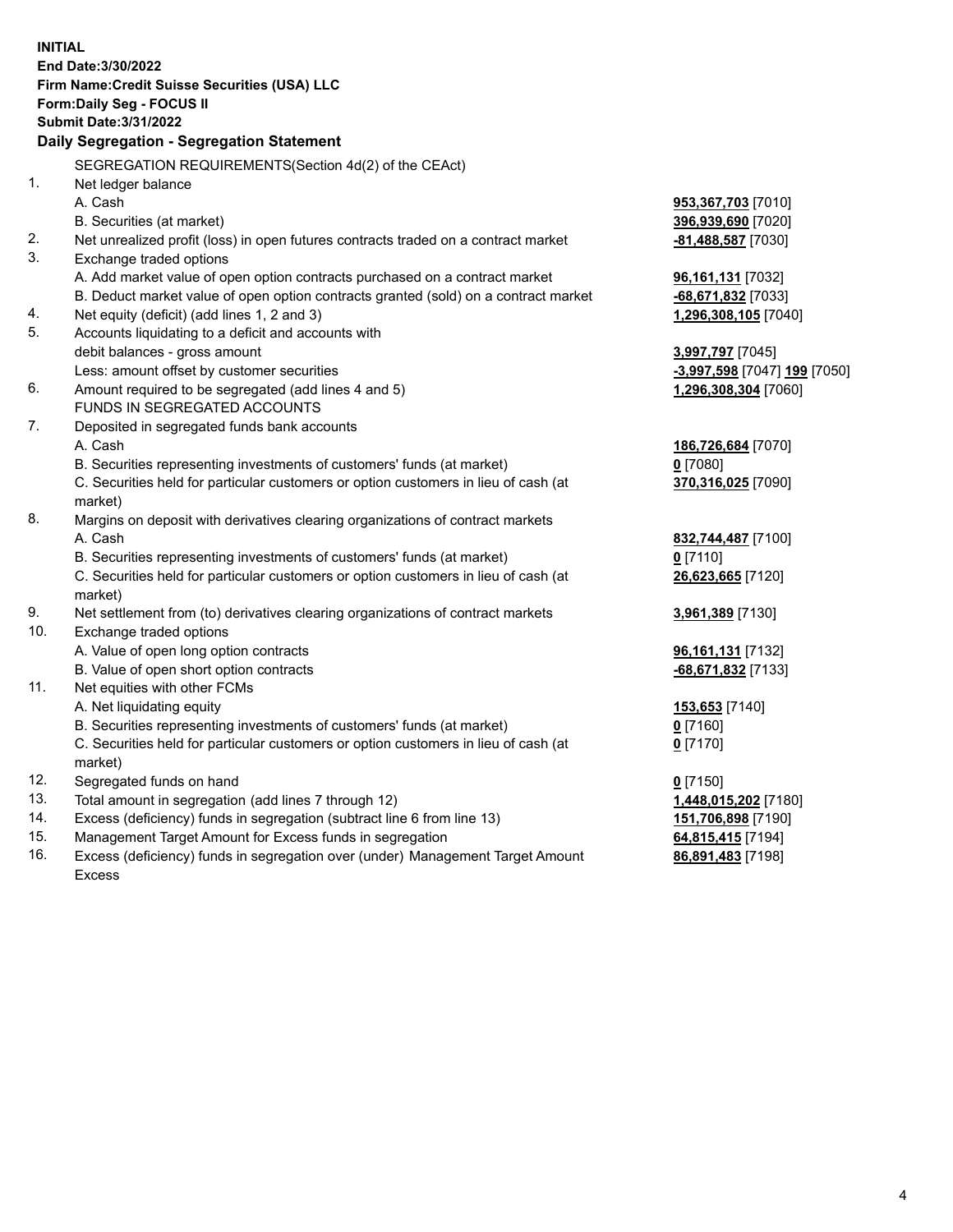**INITIAL**
**End Date:3/30/2022**
**Firm Name:Credit Suisse Securities (USA) LLC**
**Form:Daily Seg - FOCUS II**
**Submit Date:3/31/2022**

## Daily Segregation - Segregation Statement

SEGREGATION REQUIREMENTS(Section 4d(2) of the CEAct)

| | | |
|---|---|---|
| 1. | Net ledger balance | |
| | A. Cash | **953,367,703** [7010] |
| | B. Securities (at market) | **396,939,690** [7020] |
| 2. | Net unrealized profit (loss) in open futures contracts traded on a contract market | **-81,488,587** [7030] |
| 3. | Exchange traded options | |
| | A. Add market value of open option contracts purchased on a contract market | **96,161,131** [7032] |
| | B. Deduct market value of open option contracts granted (sold) on a contract market | **-68,671,832** [7033] |
| 4. | Net equity (deficit) (add lines 1, 2 and 3) | **1,296,308,105** [7040] |
| 5. | Accounts liquidating to a deficit and accounts with debit balances - gross amount | **3,997,797** [7045] |
| | Less: amount offset by customer securities | **-3,997,598** [7047] **199** [7050] |
| 6. | Amount required to be segregated (add lines 4 and 5) | **1,296,308,304** [7060] |
| | FUNDS IN SEGREGATED ACCOUNTS | |
| 7. | Deposited in segregated funds bank accounts | |
| | A. Cash | **186,726,684** [7070] |
| | B. Securities representing investments of customers' funds (at market) | **0** [7080] |
| | C. Securities held for particular customers or option customers in lieu of cash (at market) | **370,316,025** [7090] |
| 8. | Margins on deposit with derivatives clearing organizations of contract markets | |
| | A. Cash | **832,744,487** [7100] |
| | B. Securities representing investments of customers' funds (at market) | **0** [7110] |
| | C. Securities held for particular customers or option customers in lieu of cash (at market) | **26,623,665** [7120] |
| 9. | Net settlement from (to) derivatives clearing organizations of contract markets | **3,961,389** [7130] |
| 10. | Exchange traded options | |
| | A. Value of open long option contracts | **96,161,131** [7132] |
| | B. Value of open short option contracts | **-68,671,832** [7133] |
| 11. | Net equities with other FCMs | |
| | A. Net liquidating equity | **153,653** [7140] |
| | B. Securities representing investments of customers' funds (at market) | **0** [7160] |
| | C. Securities held for particular customers or option customers in lieu of cash (at market) | **0** [7170] |
| 12. | Segregated funds on hand | **0** [7150] |
| 13. | Total amount in segregation (add lines 7 through 12) | **1,448,015,202** [7180] |
| 14. | Excess (deficiency) funds in segregation (subtract line 6 from line 13) | **151,706,898** [7190] |
| 15. | Management Target Amount for Excess funds in segregation | **64,815,415** [7194] |
| 16. | Excess (deficiency) funds in segregation over (under) Management Target Amount Excess | **86,891,483** [7198] |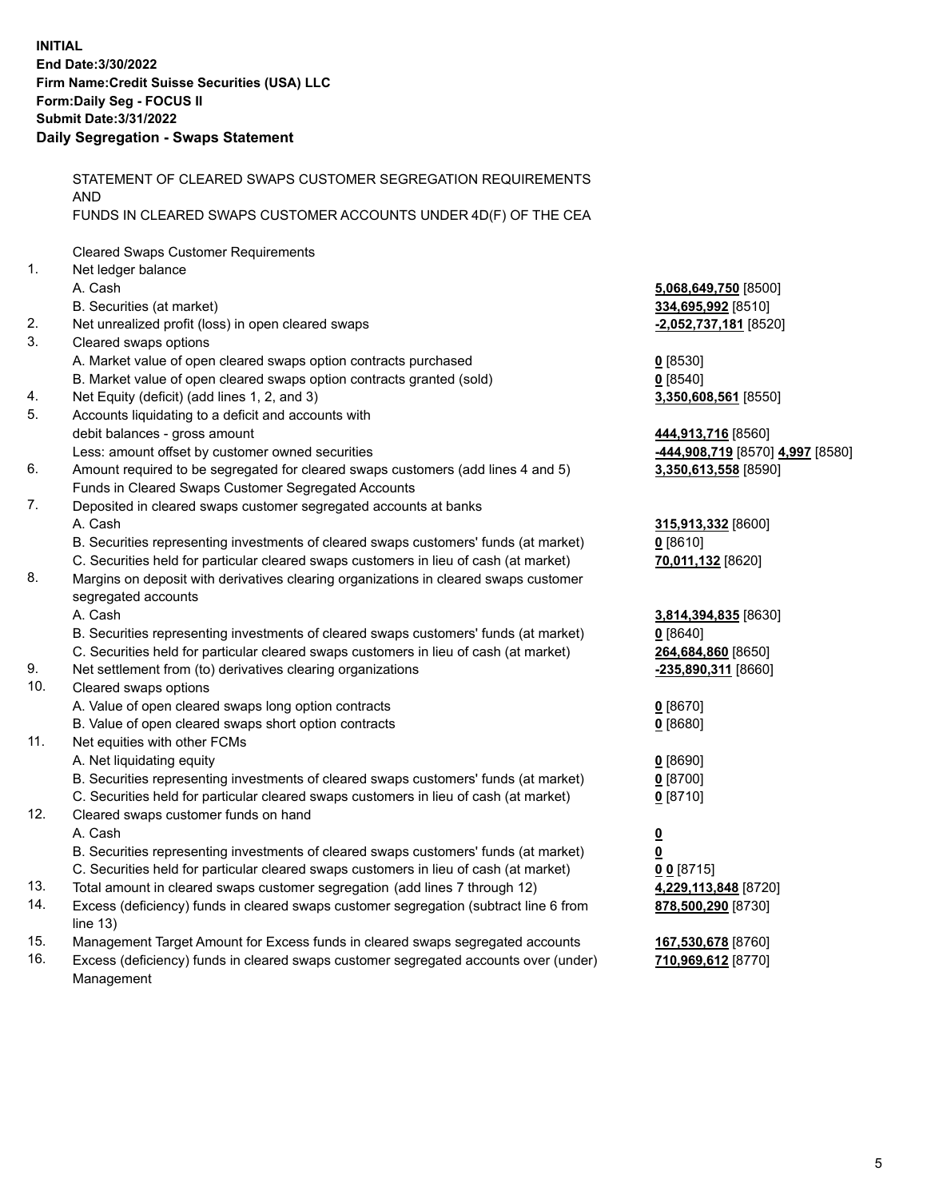**INITIAL**
**End Date:3/30/2022**
**Firm Name:Credit Suisse Securities (USA) LLC**
**Form:Daily Seg - FOCUS II**
**Submit Date:3/31/2022**
**Daily Segregation - Swaps Statement**

STATEMENT OF CLEARED SWAPS CUSTOMER SEGREGATION REQUIREMENTS AND
FUNDS IN CLEARED SWAPS CUSTOMER ACCOUNTS UNDER 4D(F) OF THE CEA

| | | |
|---|---|---|
| | Cleared Swaps Customer Requirements | |
| 1. | Net ledger balance | |
| | A. Cash | **5,068,649,750** [8500] |
| | B. Securities (at market) | **334,695,992** [8510] |
| 2. | Net unrealized profit (loss) in open cleared swaps | **-2,052,737,181** [8520] |
| 3. | Cleared swaps options | |
| | A. Market value of open cleared swaps option contracts purchased | **0** [8530] |
| | B. Market value of open cleared swaps option contracts granted (sold) | **0** [8540] |
| 4. | Net Equity (deficit) (add lines 1, 2, and 3) | **3,350,608,561** [8550] |
| 5. | Accounts liquidating to a deficit and accounts with debit balances - gross amount | **444,913,716** [8560] |
| | Less: amount offset by customer owned securities | **-444,908,719** [8570] **4,997** [8580] |
| 6. | Amount required to be segregated for cleared swaps customers (add lines 4 and 5) | **3,350,613,558** [8590] |
| | Funds in Cleared Swaps Customer Segregated Accounts | |
| 7. | Deposited in cleared swaps customer segregated accounts at banks | |
| | A. Cash | **315,913,332** [8600] |
| | B. Securities representing investments of cleared swaps customers' funds (at market) | **0** [8610] |
| | C. Securities held for particular cleared swaps customers in lieu of cash (at market) | **70,011,132** [8620] |
| 8. | Margins on deposit with derivatives clearing organizations in cleared swaps customer segregated accounts | |
| | A. Cash | **3,814,394,835** [8630] |
| | B. Securities representing investments of cleared swaps customers' funds (at market) | **0** [8640] |
| | C. Securities held for particular cleared swaps customers in lieu of cash (at market) | **264,684,860** [8650] |
| 9. | Net settlement from (to) derivatives clearing organizations | **-235,890,311** [8660] |
| 10. | Cleared swaps options | |
| | A. Value of open cleared swaps long option contracts | **0** [8670] |
| | B. Value of open cleared swaps short option contracts | **0** [8680] |
| 11. | Net equities with other FCMs | |
| | A. Net liquidating equity | **0** [8690] |
| | B. Securities representing investments of cleared swaps customers' funds (at market) | **0** [8700] |
| | C. Securities held for particular cleared swaps customers in lieu of cash (at market) | **0** [8710] |
| 12. | Cleared swaps customer funds on hand | |
| | A. Cash | **0** |
| | B. Securities representing investments of cleared swaps customers' funds (at market) | **0** |
| | C. Securities held for particular cleared swaps customers in lieu of cash (at market) | **0** **0** [8715] |
| 13. | Total amount in cleared swaps customer segregation (add lines 7 through 12) | **4,229,113,848** [8720] |
| 14. | Excess (deficiency) funds in cleared swaps customer segregation (subtract line 6 from line 13) | **878,500,290** [8730] |
| 15. | Management Target Amount for Excess funds in cleared swaps segregated accounts | **167,530,678** [8760] |
| 16. | Excess (deficiency) funds in cleared swaps customer segregated accounts over (under) Management | **710,969,612** [8770] |